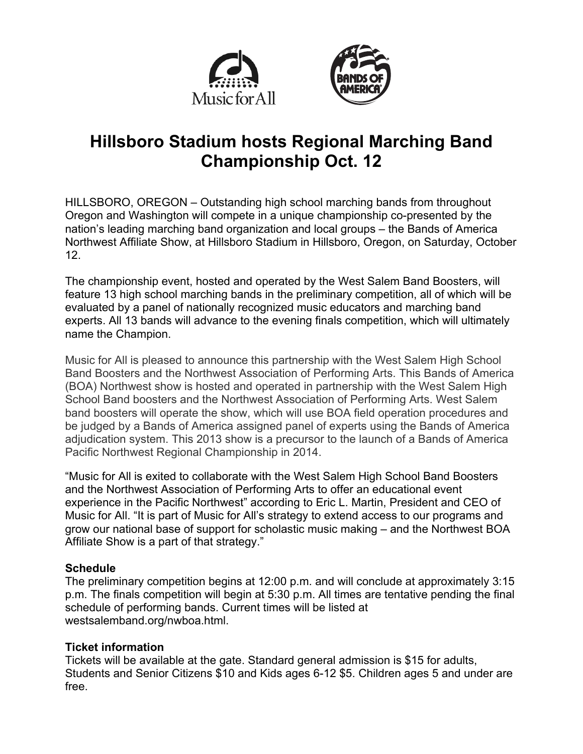# Hillsboro Stadium hosts Regional Marching Band Championship Oct. 12

HILLSBORO, OREGON – Outstanding high school marching bands from throughout Oregon and Washington will compete in a unique championship co-presented by the nation's leading marching band organization and local groups – the Bands of America Northwest Affiliate Show, at Hillsboro Stadium in Hillsboro, Oregon, on Saturday, October 12.

The championship event, hosted and operated by the West Salem Band Boosters, will feature 13 high school marching bands in the preliminary competition, all of which will be evaluated by a panel of nationally recognized music educators and marching band experts. All 13 bands will advance to the evening finals competition, which will ultimately name the Champion.

Music for All is pleased to announce this partnership with the West Salem High School Band Boosters and the Northwest Association of Performing Arts. This Bands of America (BOA) Northwest show is hosted and operated in partnership with the West Salem High School Band boosters and the Northwest Association of Performing Arts. West Salem band boosters will operate the show, which will use BOA field operation procedures and be judged by a Bands of America assigned panel of experts using the Bands of America adjudication system. This 2013 show is a precursor to the launch of a Bands of America Pacific Northwest Regional Championship in 2014.

"Music for All is exited to collaborate with the West Salem High School Band Boosters and the Northwest Association of Performing Arts to offer an educational event experience in the Pacific Northwest" according to Eric L. Martin, President and CEO of Music for All. "It is part of Music for All's strategy to extend access to our programs and grow our national base of support for scholastic music making – and the Northwest BOA Affiliate Show is a part of that strategy."

**Schedule**

The preliminary competition begins at 12:00 p.m. and will conclude at approximately 3:15 p.m. The finals competition will begin at 5:30 p.m. All times are tentative pending the final schedule of performing bands. Current times will be listed at westsalemband.org/nwboa.html.

**Ticket information**

Tickets will be available at the gate. Standard general admission is $15 for adults, Students and Senior Citizens $10 and Kids ages 6-12 $5. Children ages 5 and under are free.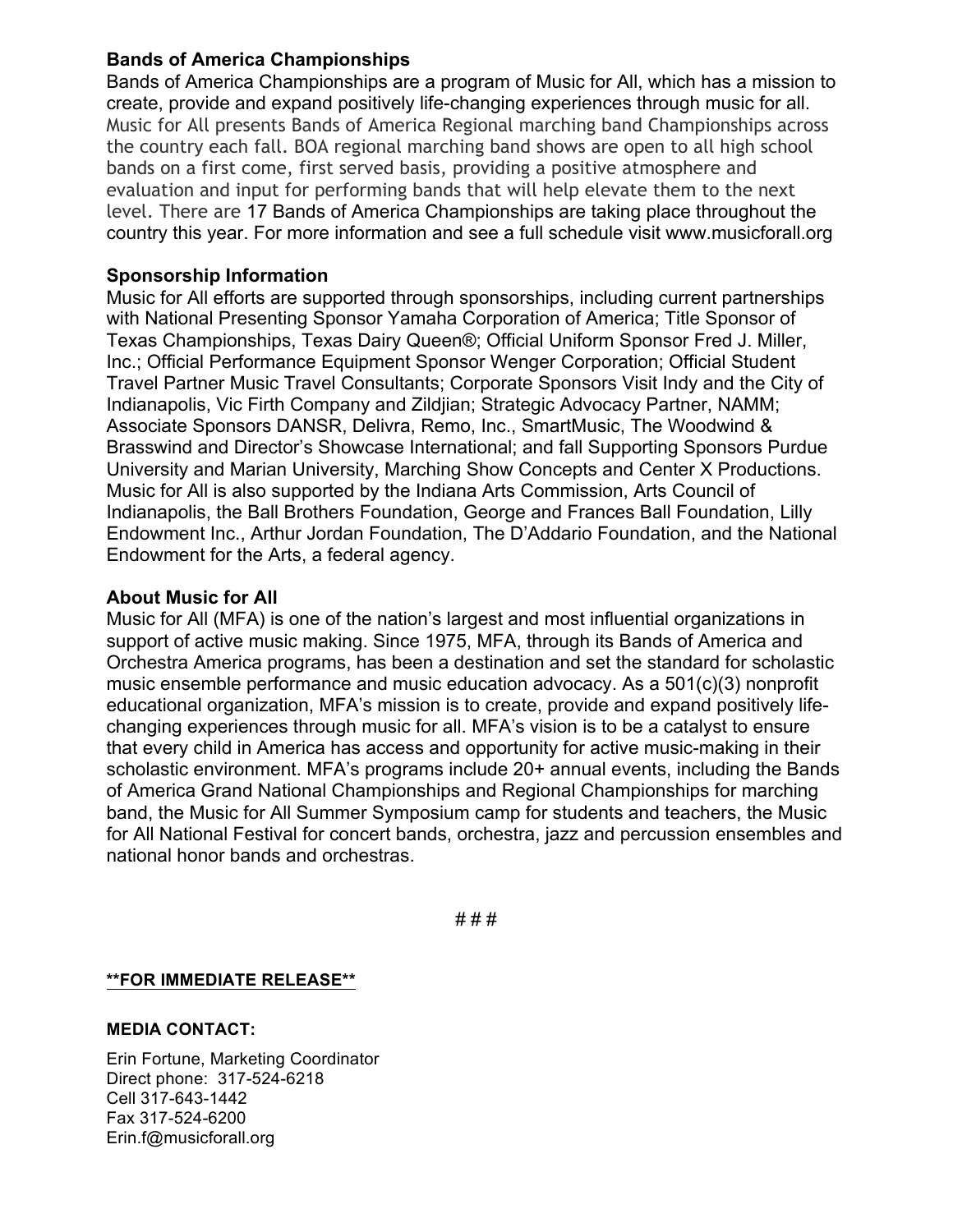**Bands of America Championships**

Bands of America Championships are a program of Music for All, which has a mission to create, provide and expand positively life-changing experiences through music for all. Music for All presents Bands of America Regional marching band Championships across the country each fall. BOA regional marching band shows are open to all high school bands on a first come, first served basis, providing a positive atmosphere and evaluation and input for performing bands that will help elevate them to the next level. There are 17 Bands of America Championships are taking place throughout the country this year. For more information and see a full schedule visit www.musicforall.org

**Sponsorship Information**

Music for All efforts are supported through sponsorships, including current partnerships with National Presenting Sponsor Yamaha Corporation of America; Title Sponsor of Texas Championships, Texas Dairy Queen®; Official Uniform Sponsor Fred J. Miller, Inc.; Official Performance Equipment Sponsor Wenger Corporation; Official Student Travel Partner Music Travel Consultants; Corporate Sponsors Visit Indy and the City of Indianapolis, Vic Firth Company and Zildjian; Strategic Advocacy Partner, NAMM; Associate Sponsors DANSR, Delivra, Remo, Inc., SmartMusic, The Woodwind & Brasswind and Director's Showcase International; and fall Supporting Sponsors Purdue University and Marian University, Marching Show Concepts and Center X Productions. Music for All is also supported by the Indiana Arts Commission, Arts Council of Indianapolis, the Ball Brothers Foundation, George and Frances Ball Foundation, Lilly Endowment Inc., Arthur Jordan Foundation, The D'Addario Foundation, and the National Endowment for the Arts, a federal agency.

**About Music for All**

Music for All (MFA) is one of the nation's largest and most influential organizations in support of active music making. Since 1975, MFA, through its Bands of America and Orchestra America programs, has been a destination and set the standard for scholastic music ensemble performance and music education advocacy. As a 501(c)(3) nonprofit educational organization, MFA's mission is to create, provide and expand positively life-changing experiences through music for all. MFA's vision is to be a catalyst to ensure that every child in America has access and opportunity for active music-making in their scholastic environment. MFA's programs include 20+ annual events, including the Bands of America Grand National Championships and Regional Championships for marching band, the Music for All Summer Symposium camp for students and teachers, the Music for All National Festival for concert bands, orchestra, jazz and percussion ensembles and national honor bands and orchestras.

# # #

**<u>**FOR IMMEDIATE RELEASE**</u>**

**MEDIA CONTACT:**

Erin Fortune, Marketing Coordinator
Direct phone: 317-524-6218
Cell 317-643-1442
Fax 317-524-6200
Erin.f@musicforall.org